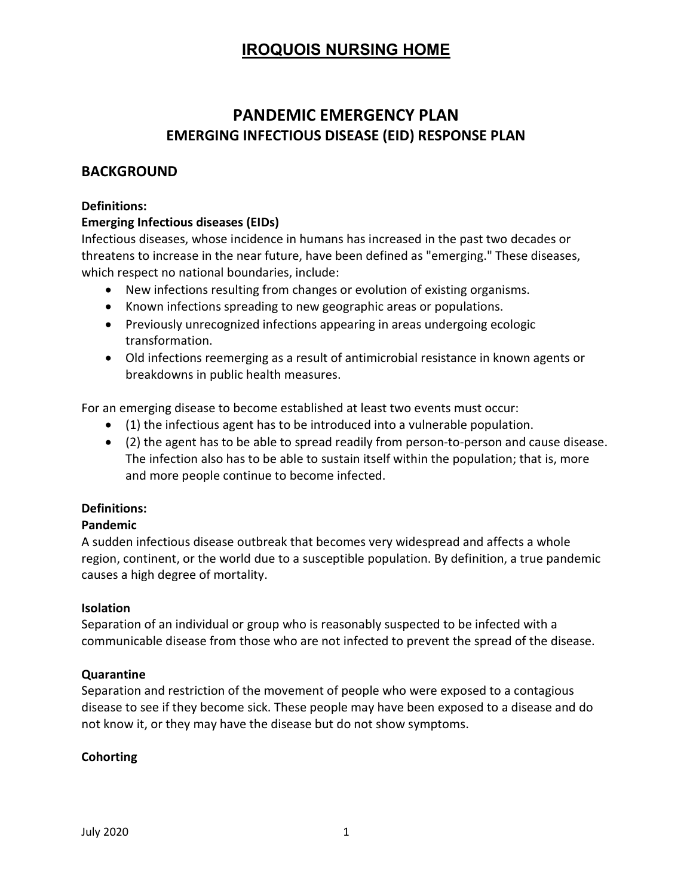# IROQUOIS NURSING HOME

## PANDEMIC EMERGENCY PLAN
### EMERGING INFECTIOUS DISEASE (EID) RESPONSE PLAN

## BACKGROUND

**Definitions:**
**Emerging Infectious diseases (EIDs)**
Infectious diseases, whose incidence in humans has increased in the past two decades or threatens to increase in the near future, have been defined as "emerging." These diseases, which respect no national boundaries, include:

- New infections resulting from changes or evolution of existing organisms.
- Known infections spreading to new geographic areas or populations.
- Previously unrecognized infections appearing in areas undergoing ecologic transformation.
- Old infections reemerging as a result of antimicrobial resistance in known agents or breakdowns in public health measures.

For an emerging disease to become established at least two events must occur:

- (1) the infectious agent has to be introduced into a vulnerable population.
- (2) the agent has to be able to spread readily from person-to-person and cause disease. The infection also has to be able to sustain itself within the population; that is, more and more people continue to become infected.

**Definitions:**
**Pandemic**
A sudden infectious disease outbreak that becomes very widespread and affects a whole region, continent, or the world due to a susceptible population. By definition, a true pandemic causes a high degree of mortality.

**Isolation**
Separation of an individual or group who is reasonably suspected to be infected with a communicable disease from those who are not infected to prevent the spread of the disease.

**Quarantine**
Separation and restriction of the movement of people who were exposed to a contagious disease to see if they become sick. These people may have been exposed to a disease and do not know it, or they may have the disease but do not show symptoms.

**Cohorting**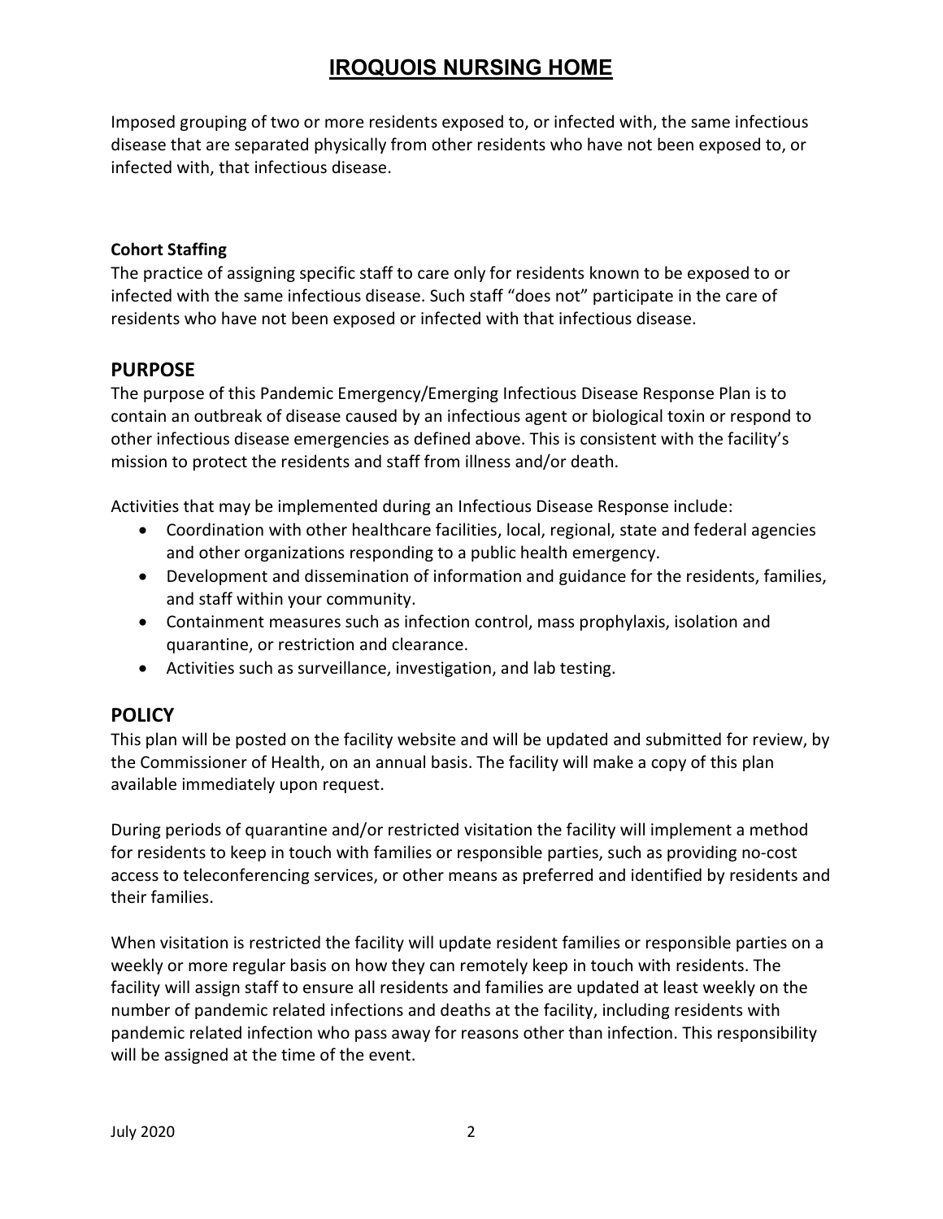Imposed grouping of two or more residents exposed to, or infected with, the same infectious disease that are separated physically from other residents who have not been exposed to, or infected with, that infectious disease.

**Cohort Staffing**

The practice of assigning specific staff to care only for residents known to be exposed to or infected with the same infectious disease. Such staff "does not" participate in the care of residents who have not been exposed or infected with that infectious disease.

## PURPOSE

The purpose of this Pandemic Emergency/Emerging Infectious Disease Response Plan is to contain an outbreak of disease caused by an infectious agent or biological toxin or respond to other infectious disease emergencies as defined above. This is consistent with the facility's mission to protect the residents and staff from illness and/or death.

Activities that may be implemented during an Infectious Disease Response include:

- Coordination with other healthcare facilities, local, regional, state and federal agencies and other organizations responding to a public health emergency.
- Development and dissemination of information and guidance for the residents, families, and staff within your community.
- Containment measures such as infection control, mass prophylaxis, isolation and quarantine, or restriction and clearance.
- Activities such as surveillance, investigation, and lab testing.

## POLICY

This plan will be posted on the facility website and will be updated and submitted for review, by the Commissioner of Health, on an annual basis. The facility will make a copy of this plan available immediately upon request.

During periods of quarantine and/or restricted visitation the facility will implement a method for residents to keep in touch with families or responsible parties, such as providing no-cost access to teleconferencing services, or other means as preferred and identified by residents and their families.

When visitation is restricted the facility will update resident families or responsible parties on a weekly or more regular basis on how they can remotely keep in touch with residents. The facility will assign staff to ensure all residents and families are updated at least weekly on the number of pandemic related infections and deaths at the facility, including residents with pandemic related infection who pass away for reasons other than infection. This responsibility will be assigned at the time of the event.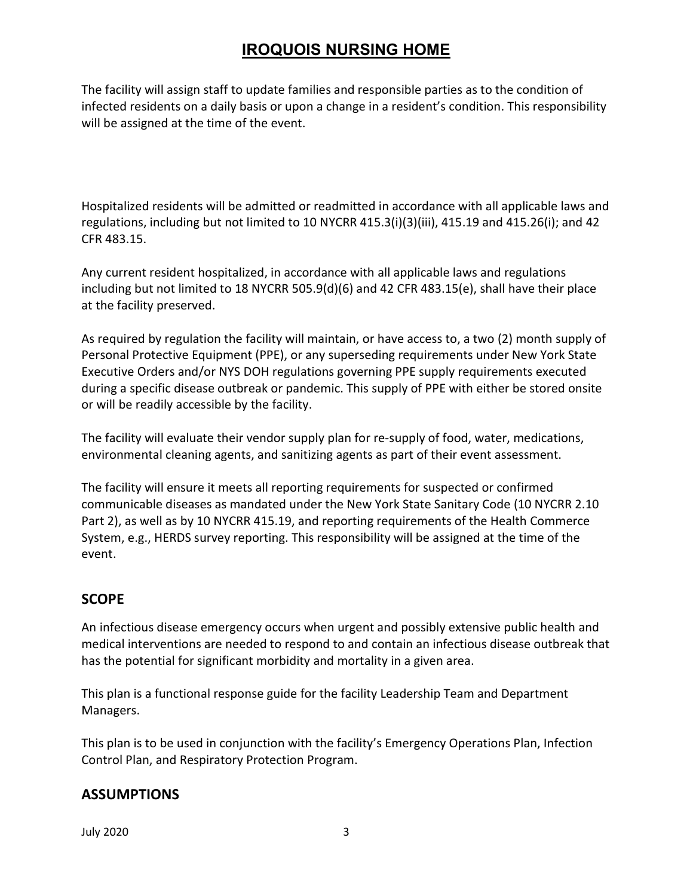The facility will assign staff to update families and responsible parties as to the condition of infected residents on a daily basis or upon a change in a resident's condition. This responsibility will be assigned at the time of the event.

Hospitalized residents will be admitted or readmitted in accordance with all applicable laws and regulations, including but not limited to 10 NYCRR 415.3(i)(3)(iii), 415.19 and 415.26(i); and 42 CFR 483.15.

Any current resident hospitalized, in accordance with all applicable laws and regulations including but not limited to 18 NYCRR 505.9(d)(6) and 42 CFR 483.15(e), shall have their place at the facility preserved.

As required by regulation the facility will maintain, or have access to, a two (2) month supply of Personal Protective Equipment (PPE), or any superseding requirements under New York State Executive Orders and/or NYS DOH regulations governing PPE supply requirements executed during a specific disease outbreak or pandemic. This supply of PPE with either be stored onsite or will be readily accessible by the facility.

The facility will evaluate their vendor supply plan for re-supply of food, water, medications, environmental cleaning agents, and sanitizing agents as part of their event assessment.

The facility will ensure it meets all reporting requirements for suspected or confirmed communicable diseases as mandated under the New York State Sanitary Code (10 NYCRR 2.10 Part 2), as well as by 10 NYCRR 415.19, and reporting requirements of the Health Commerce System, e.g., HERDS survey reporting. This responsibility will be assigned at the time of the event.

## SCOPE

An infectious disease emergency occurs when urgent and possibly extensive public health and medical interventions are needed to respond to and contain an infectious disease outbreak that has the potential for significant morbidity and mortality in a given area.

This plan is a functional response guide for the facility Leadership Team and Department Managers.

This plan is to be used in conjunction with the facility's Emergency Operations Plan, Infection Control Plan, and Respiratory Protection Program.

## ASSUMPTIONS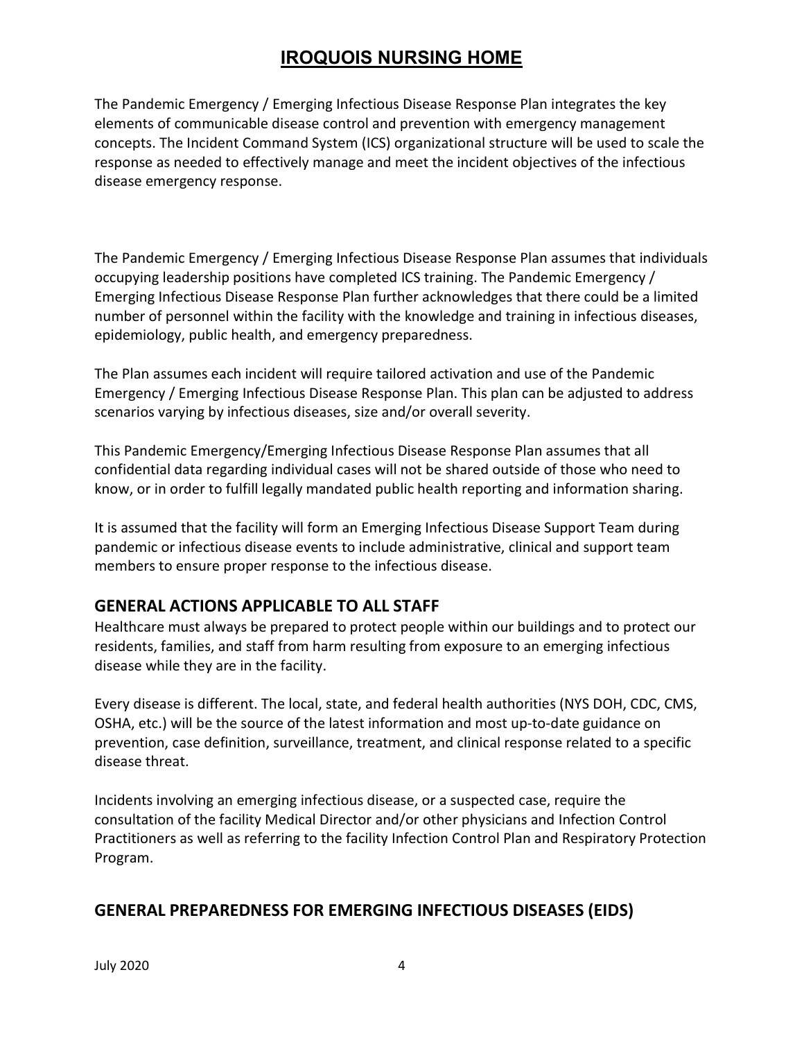# IROQUOIS NURSING HOME

The Pandemic Emergency / Emerging Infectious Disease Response Plan integrates the key elements of communicable disease control and prevention with emergency management concepts. The Incident Command System (ICS) organizational structure will be used to scale the response as needed to effectively manage and meet the incident objectives of the infectious disease emergency response.

The Pandemic Emergency / Emerging Infectious Disease Response Plan assumes that individuals occupying leadership positions have completed ICS training. The Pandemic Emergency / Emerging Infectious Disease Response Plan further acknowledges that there could be a limited number of personnel within the facility with the knowledge and training in infectious diseases, epidemiology, public health, and emergency preparedness.

The Plan assumes each incident will require tailored activation and use of the Pandemic Emergency / Emerging Infectious Disease Response Plan. This plan can be adjusted to address scenarios varying by infectious diseases, size and/or overall severity.

This Pandemic Emergency/Emerging Infectious Disease Response Plan assumes that all confidential data regarding individual cases will not be shared outside of those who need to know, or in order to fulfill legally mandated public health reporting and information sharing.

It is assumed that the facility will form an Emerging Infectious Disease Support Team during pandemic or infectious disease events to include administrative, clinical and support team members to ensure proper response to the infectious disease.

## GENERAL ACTIONS APPLICABLE TO ALL STAFF

Healthcare must always be prepared to protect people within our buildings and to protect our residents, families, and staff from harm resulting from exposure to an emerging infectious disease while they are in the facility.

Every disease is different. The local, state, and federal health authorities (NYS DOH, CDC, CMS, OSHA, etc.) will be the source of the latest information and most up-to-date guidance on prevention, case definition, surveillance, treatment, and clinical response related to a specific disease threat.

Incidents involving an emerging infectious disease, or a suspected case, require the consultation of the facility Medical Director and/or other physicians and Infection Control Practitioners as well as referring to the facility Infection Control Plan and Respiratory Protection Program.

## GENERAL PREPAREDNESS FOR EMERGING INFECTIOUS DISEASES (EIDS)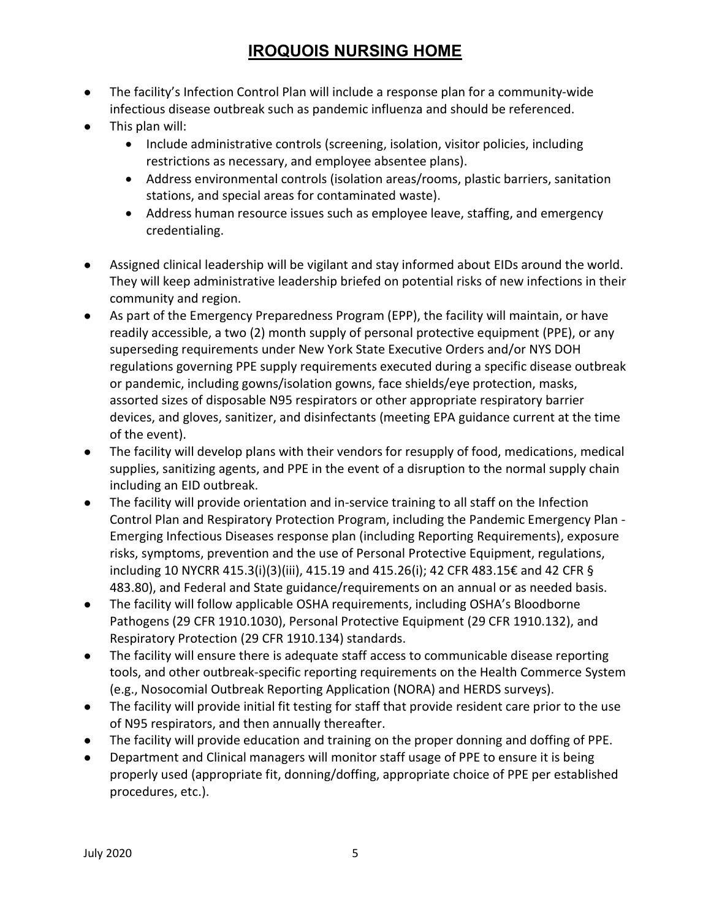# IROQUOIS NURSING HOME

- The facility's Infection Control Plan will include a response plan for a community-wide infectious disease outbreak such as pandemic influenza and should be referenced.
- This plan will:
  - Include administrative controls (screening, isolation, visitor policies, including restrictions as necessary, and employee absentee plans).
  - Address environmental controls (isolation areas/rooms, plastic barriers, sanitation stations, and special areas for contaminated waste).
  - Address human resource issues such as employee leave, staffing, and emergency credentialing.
- Assigned clinical leadership will be vigilant and stay informed about EIDs around the world. They will keep administrative leadership briefed on potential risks of new infections in their community and region.
- As part of the Emergency Preparedness Program (EPP), the facility will maintain, or have readily accessible, a two (2) month supply of personal protective equipment (PPE), or any superseding requirements under New York State Executive Orders and/or NYS DOH regulations governing PPE supply requirements executed during a specific disease outbreak or pandemic, including gowns/isolation gowns, face shields/eye protection, masks, assorted sizes of disposable N95 respirators or other appropriate respiratory barrier devices, and gloves, sanitizer, and disinfectants (meeting EPA guidance current at the time of the event).
- The facility will develop plans with their vendors for resupply of food, medications, medical supplies, sanitizing agents, and PPE in the event of a disruption to the normal supply chain including an EID outbreak.
- The facility will provide orientation and in-service training to all staff on the Infection Control Plan and Respiratory Protection Program, including the Pandemic Emergency Plan - Emerging Infectious Diseases response plan (including Reporting Requirements), exposure risks, symptoms, prevention and the use of Personal Protective Equipment, regulations, including 10 NYCRR 415.3(i)(3)(iii), 415.19 and 415.26(i); 42 CFR 483.15€ and 42 CFR § 483.80), and Federal and State guidance/requirements on an annual or as needed basis.
- The facility will follow applicable OSHA requirements, including OSHA's Bloodborne Pathogens (29 CFR 1910.1030), Personal Protective Equipment (29 CFR 1910.132), and Respiratory Protection (29 CFR 1910.134) standards.
- The facility will ensure there is adequate staff access to communicable disease reporting tools, and other outbreak-specific reporting requirements on the Health Commerce System (e.g., Nosocomial Outbreak Reporting Application (NORA) and HERDS surveys).
- The facility will provide initial fit testing for staff that provide resident care prior to the use of N95 respirators, and then annually thereafter.
- The facility will provide education and training on the proper donning and doffing of PPE.
- Department and Clinical managers will monitor staff usage of PPE to ensure it is being properly used (appropriate fit, donning/doffing, appropriate choice of PPE per established procedures, etc.).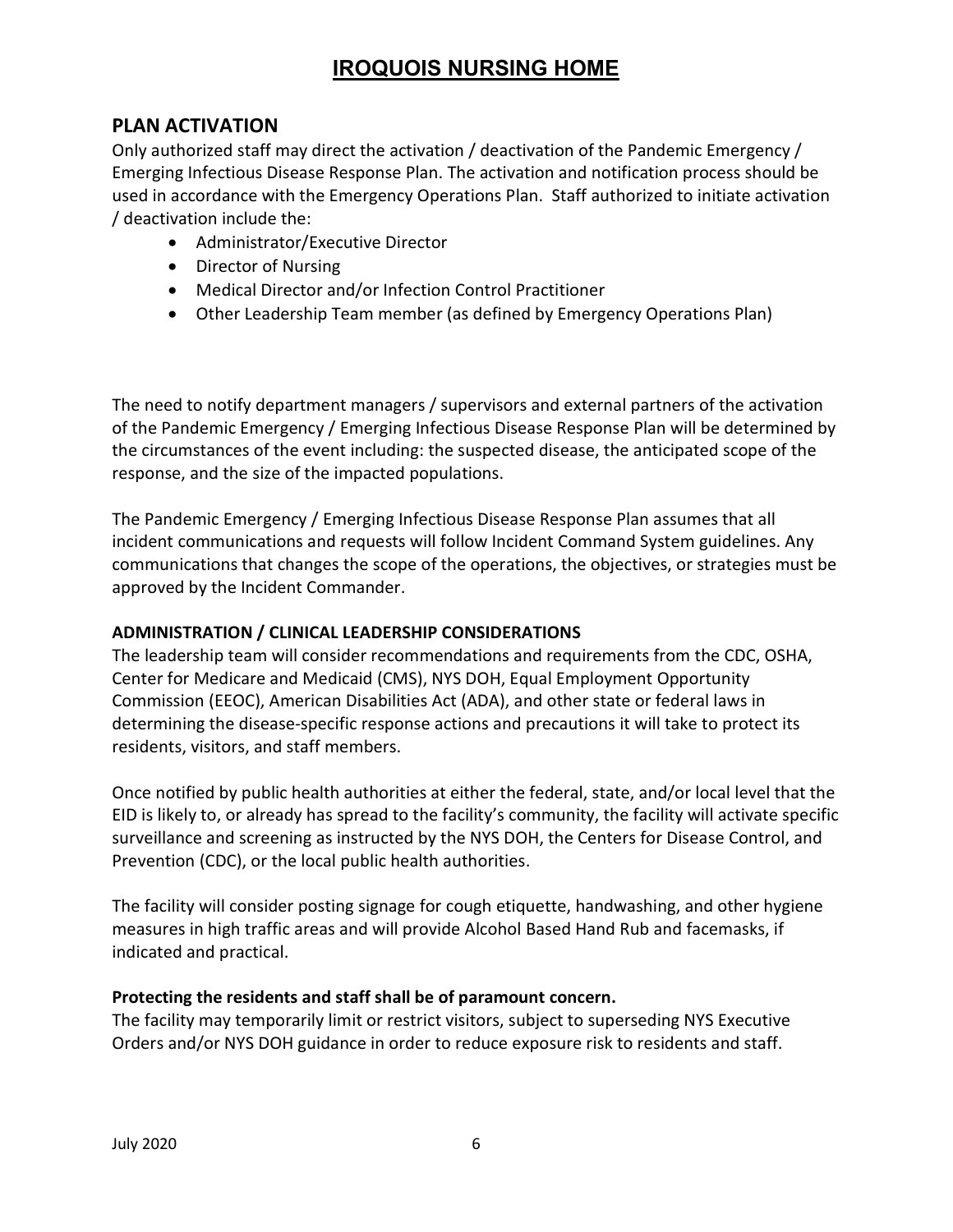# IROQUOIS NURSING HOME

## PLAN ACTIVATION

Only authorized staff may direct the activation / deactivation of the Pandemic Emergency / Emerging Infectious Disease Response Plan. The activation and notification process should be used in accordance with the Emergency Operations Plan. Staff authorized to initiate activation / deactivation include the:

- Administrator/Executive Director
- Director of Nursing
- Medical Director and/or Infection Control Practitioner
- Other Leadership Team member (as defined by Emergency Operations Plan)

The need to notify department managers / supervisors and external partners of the activation of the Pandemic Emergency / Emerging Infectious Disease Response Plan will be determined by the circumstances of the event including: the suspected disease, the anticipated scope of the response, and the size of the impacted populations.

The Pandemic Emergency / Emerging Infectious Disease Response Plan assumes that all incident communications and requests will follow Incident Command System guidelines. Any communications that changes the scope of the operations, the objectives, or strategies must be approved by the Incident Commander.

### ADMINISTRATION / CLINICAL LEADERSHIP CONSIDERATIONS

The leadership team will consider recommendations and requirements from the CDC, OSHA, Center for Medicare and Medicaid (CMS), NYS DOH, Equal Employment Opportunity Commission (EEOC), American Disabilities Act (ADA), and other state or federal laws in determining the disease-specific response actions and precautions it will take to protect its residents, visitors, and staff members.

Once notified by public health authorities at either the federal, state, and/or local level that the EID is likely to, or already has spread to the facility's community, the facility will activate specific surveillance and screening as instructed by the NYS DOH, the Centers for Disease Control, and Prevention (CDC), or the local public health authorities.

The facility will consider posting signage for cough etiquette, handwashing, and other hygiene measures in high traffic areas and will provide Alcohol Based Hand Rub and facemasks, if indicated and practical.

**Protecting the residents and staff shall be of paramount concern.**

The facility may temporarily limit or restrict visitors, subject to superseding NYS Executive Orders and/or NYS DOH guidance in order to reduce exposure risk to residents and staff.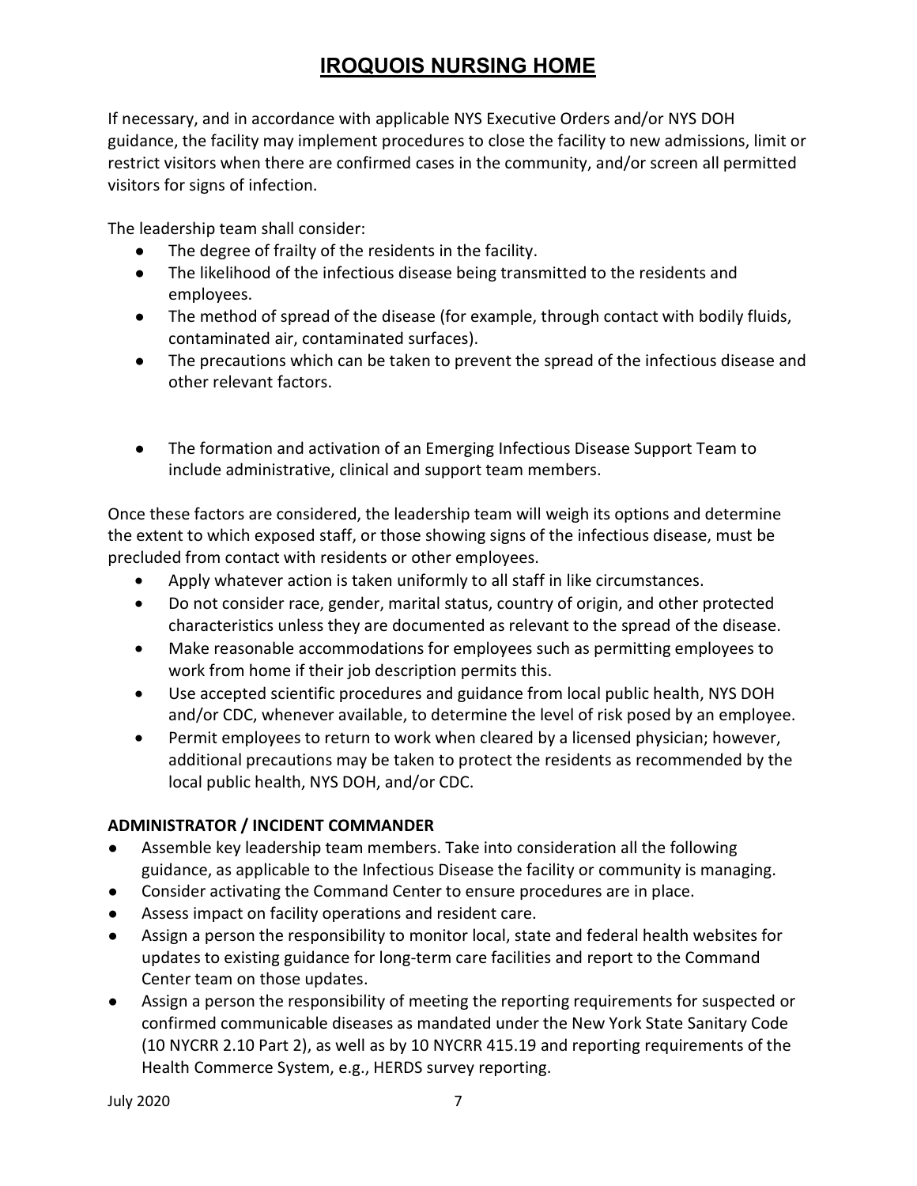If necessary, and in accordance with applicable NYS Executive Orders and/or NYS DOH guidance, the facility may implement procedures to close the facility to new admissions, limit or restrict visitors when there are confirmed cases in the community, and/or screen all permitted visitors for signs of infection.

The leadership team shall consider:

- The degree of frailty of the residents in the facility.
- The likelihood of the infectious disease being transmitted to the residents and employees.
- The method of spread of the disease (for example, through contact with bodily fluids, contaminated air, contaminated surfaces).
- The precautions which can be taken to prevent the spread of the infectious disease and other relevant factors.
- The formation and activation of an Emerging Infectious Disease Support Team to include administrative, clinical and support team members.

Once these factors are considered, the leadership team will weigh its options and determine the extent to which exposed staff, or those showing signs of the infectious disease, must be precluded from contact with residents or other employees.

- Apply whatever action is taken uniformly to all staff in like circumstances.
- Do not consider race, gender, marital status, country of origin, and other protected characteristics unless they are documented as relevant to the spread of the disease.
- Make reasonable accommodations for employees such as permitting employees to work from home if their job description permits this.
- Use accepted scientific procedures and guidance from local public health, NYS DOH and/or CDC, whenever available, to determine the level of risk posed by an employee.
- Permit employees to return to work when cleared by a licensed physician; however, additional precautions may be taken to protect the residents as recommended by the local public health, NYS DOH, and/or CDC.

**ADMINISTRATOR / INCIDENT COMMANDER**

- Assemble key leadership team members. Take into consideration all the following guidance, as applicable to the Infectious Disease the facility or community is managing.
- Consider activating the Command Center to ensure procedures are in place.
- Assess impact on facility operations and resident care.
- Assign a person the responsibility to monitor local, state and federal health websites for updates to existing guidance for long-term care facilities and report to the Command Center team on those updates.
- Assign a person the responsibility of meeting the reporting requirements for suspected or confirmed communicable diseases as mandated under the New York State Sanitary Code (10 NYCRR 2.10 Part 2), as well as by 10 NYCRR 415.19 and reporting requirements of the Health Commerce System, e.g., HERDS survey reporting.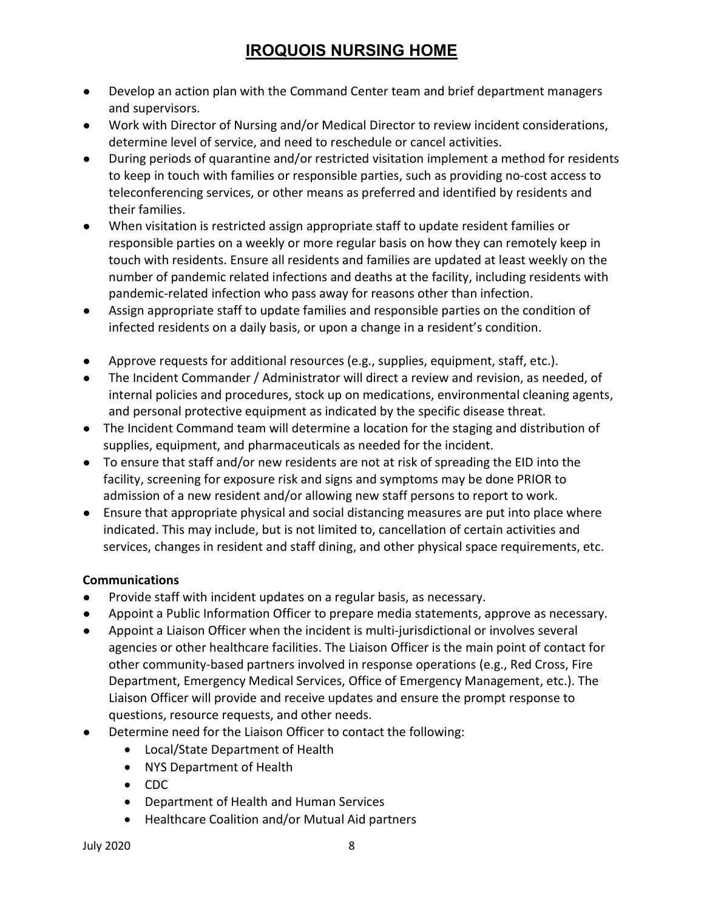- Develop an action plan with the Command Center team and brief department managers and supervisors.
- Work with Director of Nursing and/or Medical Director to review incident considerations, determine level of service, and need to reschedule or cancel activities.
- During periods of quarantine and/or restricted visitation implement a method for residents to keep in touch with families or responsible parties, such as providing no-cost access to teleconferencing services, or other means as preferred and identified by residents and their families.
- When visitation is restricted assign appropriate staff to update resident families or responsible parties on a weekly or more regular basis on how they can remotely keep in touch with residents. Ensure all residents and families are updated at least weekly on the number of pandemic related infections and deaths at the facility, including residents with pandemic-related infection who pass away for reasons other than infection.
- Assign appropriate staff to update families and responsible parties on the condition of infected residents on a daily basis, or upon a change in a resident's condition.
- Approve requests for additional resources (e.g., supplies, equipment, staff, etc.).
- The Incident Commander / Administrator will direct a review and revision, as needed, of internal policies and procedures, stock up on medications, environmental cleaning agents, and personal protective equipment as indicated by the specific disease threat.
- The Incident Command team will determine a location for the staging and distribution of supplies, equipment, and pharmaceuticals as needed for the incident.
- To ensure that staff and/or new residents are not at risk of spreading the EID into the facility, screening for exposure risk and signs and symptoms may be done PRIOR to admission of a new resident and/or allowing new staff persons to report to work.
- Ensure that appropriate physical and social distancing measures are put into place where indicated. This may include, but is not limited to, cancellation of certain activities and services, changes in resident and staff dining, and other physical space requirements, etc.

**Communications**

- Provide staff with incident updates on a regular basis, as necessary.
- Appoint a Public Information Officer to prepare media statements, approve as necessary.
- Appoint a Liaison Officer when the incident is multi-jurisdictional or involves several agencies or other healthcare facilities. The Liaison Officer is the main point of contact for other community-based partners involved in response operations (e.g., Red Cross, Fire Department, Emergency Medical Services, Office of Emergency Management, etc.). The Liaison Officer will provide and receive updates and ensure the prompt response to questions, resource requests, and other needs.
- Determine need for the Liaison Officer to contact the following:
    - Local/State Department of Health
    - NYS Department of Health
    - CDC
    - Department of Health and Human Services
    - Healthcare Coalition and/or Mutual Aid partners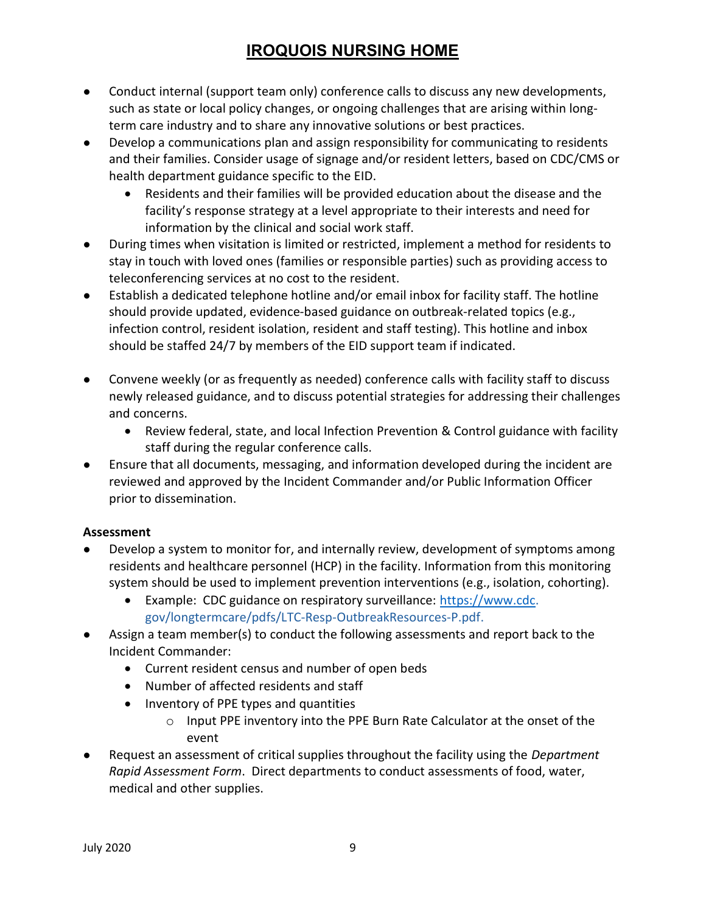- Conduct internal (support team only) conference calls to discuss any new developments, such as state or local policy changes, or ongoing challenges that are arising within long-term care industry and to share any innovative solutions or best practices.
- Develop a communications plan and assign responsibility for communicating to residents and their families. Consider usage of signage and/or resident letters, based on CDC/CMS or health department guidance specific to the EID.
    - Residents and their families will be provided education about the disease and the facility's response strategy at a level appropriate to their interests and need for information by the clinical and social work staff.
- During times when visitation is limited or restricted, implement a method for residents to stay in touch with loved ones (families or responsible parties) such as providing access to teleconferencing services at no cost to the resident.
- Establish a dedicated telephone hotline and/or email inbox for facility staff. The hotline should provide updated, evidence-based guidance on outbreak-related topics (e.g., infection control, resident isolation, resident and staff testing). This hotline and inbox should be staffed 24/7 by members of the EID support team if indicated.
- Convene weekly (or as frequently as needed) conference calls with facility staff to discuss newly released guidance, and to discuss potential strategies for addressing their challenges and concerns.
    - Review federal, state, and local Infection Prevention & Control guidance with facility staff during the regular conference calls.
- Ensure that all documents, messaging, and information developed during the incident are reviewed and approved by the Incident Commander and/or Public Information Officer prior to dissemination.

**Assessment**

- Develop a system to monitor for, and internally review, development of symptoms among residents and healthcare personnel (HCP) in the facility. Information from this monitoring system should be used to implement prevention interventions (e.g., isolation, cohorting).
    - Example: CDC guidance on respiratory surveillance: https://www.cdc.gov/longtermcare/pdfs/LTC-Resp-OutbreakResources-P.pdf.
- Assign a team member(s) to conduct the following assessments and report back to the Incident Commander:
    - Current resident census and number of open beds
    - Number of affected residents and staff
    - Inventory of PPE types and quantities
        - Input PPE inventory into the PPE Burn Rate Calculator at the onset of the event
- Request an assessment of critical supplies throughout the facility using the *Department Rapid Assessment Form*. Direct departments to conduct assessments of food, water, medical and other supplies.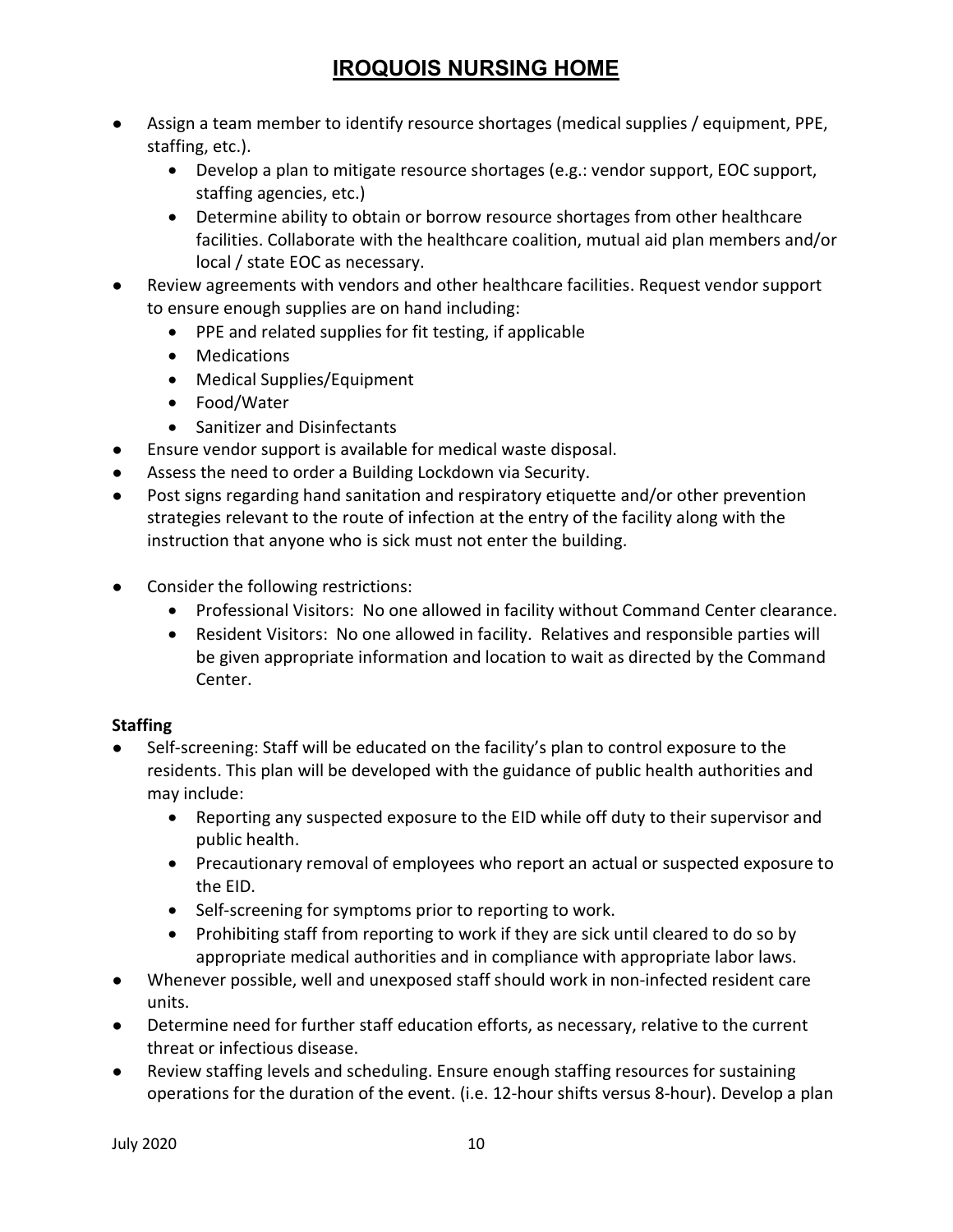- Assign a team member to identify resource shortages (medical supplies / equipment, PPE, staffing, etc.).
    - Develop a plan to mitigate resource shortages (e.g.: vendor support, EOC support, staffing agencies, etc.)
    - Determine ability to obtain or borrow resource shortages from other healthcare facilities. Collaborate with the healthcare coalition, mutual aid plan members and/or local / state EOC as necessary.
- Review agreements with vendors and other healthcare facilities. Request vendor support to ensure enough supplies are on hand including:
    - PPE and related supplies for fit testing, if applicable
    - Medications
    - Medical Supplies/Equipment
    - Food/Water
    - Sanitizer and Disinfectants
- Ensure vendor support is available for medical waste disposal.
- Assess the need to order a Building Lockdown via Security.
- Post signs regarding hand sanitation and respiratory etiquette and/or other prevention strategies relevant to the route of infection at the entry of the facility along with the instruction that anyone who is sick must not enter the building.
- Consider the following restrictions:
    - Professional Visitors: No one allowed in facility without Command Center clearance.
    - Resident Visitors: No one allowed in facility. Relatives and responsible parties will be given appropriate information and location to wait as directed by the Command Center.

**Staffing**

- Self-screening: Staff will be educated on the facility's plan to control exposure to the residents. This plan will be developed with the guidance of public health authorities and may include:
    - Reporting any suspected exposure to the EID while off duty to their supervisor and public health.
    - Precautionary removal of employees who report an actual or suspected exposure to the EID.
    - Self-screening for symptoms prior to reporting to work.
    - Prohibiting staff from reporting to work if they are sick until cleared to do so by appropriate medical authorities and in compliance with appropriate labor laws.
- Whenever possible, well and unexposed staff should work in non-infected resident care units.
- Determine need for further staff education efforts, as necessary, relative to the current threat or infectious disease.
- Review staffing levels and scheduling. Ensure enough staffing resources for sustaining operations for the duration of the event. (i.e. 12-hour shifts versus 8-hour). Develop a plan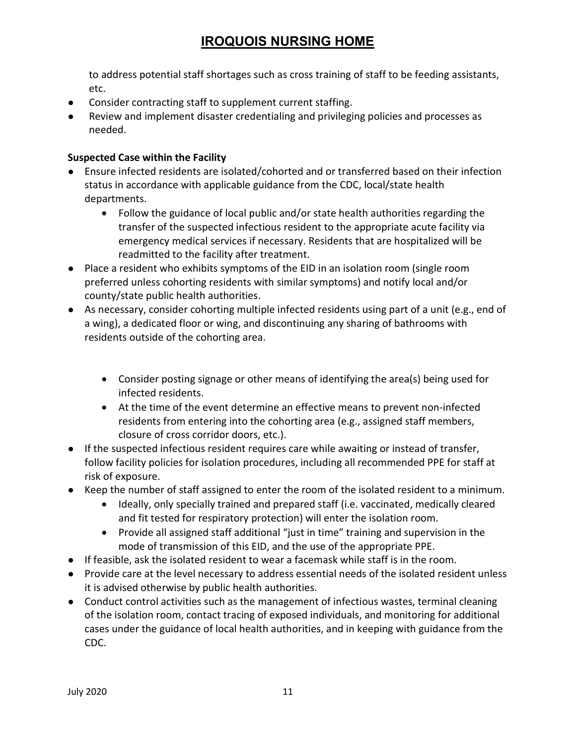to address potential staff shortages such as cross training of staff to be feeding assistants, etc.

- Consider contracting staff to supplement current staffing.
- Review and implement disaster credentialing and privileging policies and processes as needed.

**Suspected Case within the Facility**

- Ensure infected residents are isolated/cohorted and or transferred based on their infection status in accordance with applicable guidance from the CDC, local/state health departments.
    - Follow the guidance of local public and/or state health authorities regarding the transfer of the suspected infectious resident to the appropriate acute facility via emergency medical services if necessary. Residents that are hospitalized will be readmitted to the facility after treatment.
- Place a resident who exhibits symptoms of the EID in an isolation room (single room preferred unless cohorting residents with similar symptoms) and notify local and/or county/state public health authorities.
- As necessary, consider cohorting multiple infected residents using part of a unit (e.g., end of a wing), a dedicated floor or wing, and discontinuing any sharing of bathrooms with residents outside of the cohorting area.
    - Consider posting signage or other means of identifying the area(s) being used for infected residents.
    - At the time of the event determine an effective means to prevent non-infected residents from entering into the cohorting area (e.g., assigned staff members, closure of cross corridor doors, etc.).
- If the suspected infectious resident requires care while awaiting or instead of transfer, follow facility policies for isolation procedures, including all recommended PPE for staff at risk of exposure.
- Keep the number of staff assigned to enter the room of the isolated resident to a minimum.
    - Ideally, only specially trained and prepared staff (i.e. vaccinated, medically cleared and fit tested for respiratory protection) will enter the isolation room.
    - Provide all assigned staff additional "just in time" training and supervision in the mode of transmission of this EID, and the use of the appropriate PPE.
- If feasible, ask the isolated resident to wear a facemask while staff is in the room.
- Provide care at the level necessary to address essential needs of the isolated resident unless it is advised otherwise by public health authorities.
- Conduct control activities such as the management of infectious wastes, terminal cleaning of the isolation room, contact tracing of exposed individuals, and monitoring for additional cases under the guidance of local health authorities, and in keeping with guidance from the CDC.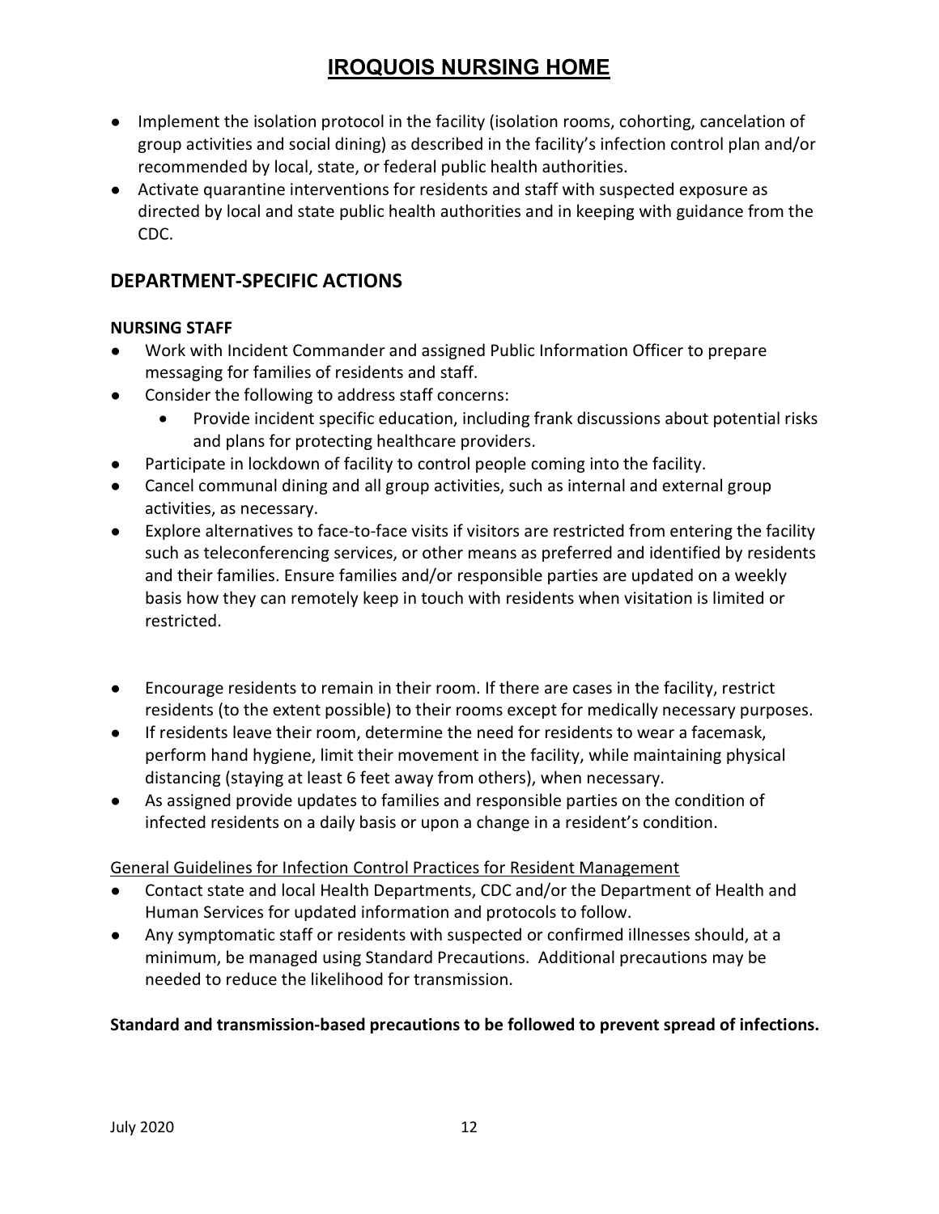- Implement the isolation protocol in the facility (isolation rooms, cohorting, cancelation of group activities and social dining) as described in the facility's infection control plan and/or recommended by local, state, or federal public health authorities.
- Activate quarantine interventions for residents and staff with suspected exposure as directed by local and state public health authorities and in keeping with guidance from the CDC.

## DEPARTMENT-SPECIFIC ACTIONS

**NURSING STAFF**

- Work with Incident Commander and assigned Public Information Officer to prepare messaging for families of residents and staff.
- Consider the following to address staff concerns:
  - Provide incident specific education, including frank discussions about potential risks and plans for protecting healthcare providers.
- Participate in lockdown of facility to control people coming into the facility.
- Cancel communal dining and all group activities, such as internal and external group activities, as necessary.
- Explore alternatives to face-to-face visits if visitors are restricted from entering the facility such as teleconferencing services, or other means as preferred and identified by residents and their families. Ensure families and/or responsible parties are updated on a weekly basis how they can remotely keep in touch with residents when visitation is limited or restricted.
- Encourage residents to remain in their room. If there are cases in the facility, restrict residents (to the extent possible) to their rooms except for medically necessary purposes.
- If residents leave their room, determine the need for residents to wear a facemask, perform hand hygiene, limit their movement in the facility, while maintaining physical distancing (staying at least 6 feet away from others), when necessary.
- As assigned provide updates to families and responsible parties on the condition of infected residents on a daily basis or upon a change in a resident's condition.

General Guidelines for Infection Control Practices for Resident Management

- Contact state and local Health Departments, CDC and/or the Department of Health and Human Services for updated information and protocols to follow.
- Any symptomatic staff or residents with suspected or confirmed illnesses should, at a minimum, be managed using Standard Precautions. Additional precautions may be needed to reduce the likelihood for transmission.

**Standard and transmission-based precautions to be followed to prevent spread of infections.**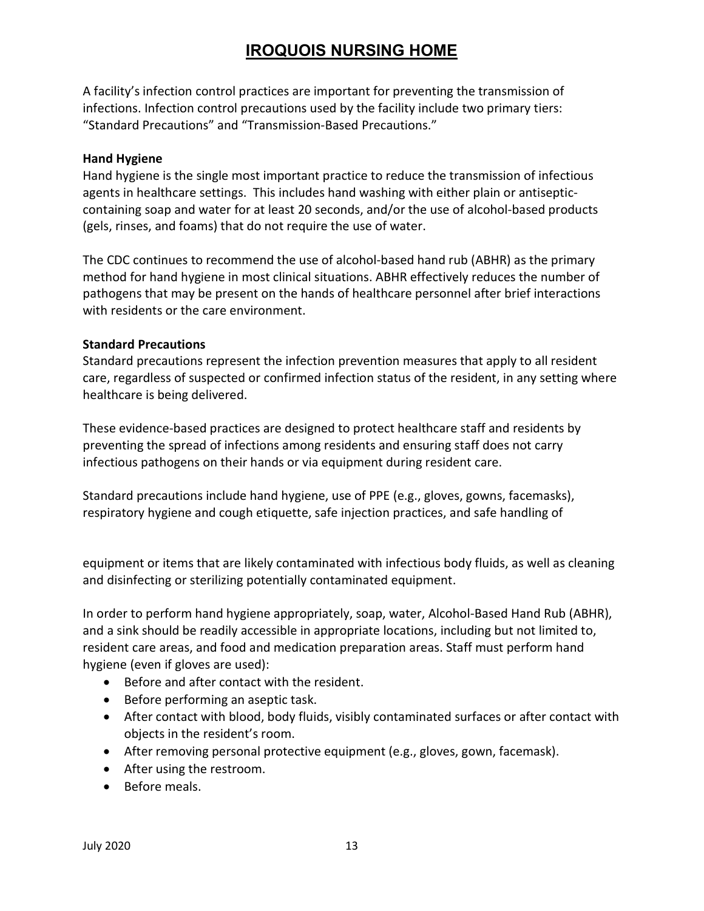# IROQUOIS NURSING HOME

A facility's infection control practices are important for preventing the transmission of infections. Infection control precautions used by the facility include two primary tiers: "Standard Precautions" and "Transmission-Based Precautions."

**Hand Hygiene**

Hand hygiene is the single most important practice to reduce the transmission of infectious agents in healthcare settings. This includes hand washing with either plain or antiseptic-containing soap and water for at least 20 seconds, and/or the use of alcohol-based products (gels, rinses, and foams) that do not require the use of water.

The CDC continues to recommend the use of alcohol-based hand rub (ABHR) as the primary method for hand hygiene in most clinical situations. ABHR effectively reduces the number of pathogens that may be present on the hands of healthcare personnel after brief interactions with residents or the care environment.

**Standard Precautions**

Standard precautions represent the infection prevention measures that apply to all resident care, regardless of suspected or confirmed infection status of the resident, in any setting where healthcare is being delivered.

These evidence-based practices are designed to protect healthcare staff and residents by preventing the spread of infections among residents and ensuring staff does not carry infectious pathogens on their hands or via equipment during resident care.

Standard precautions include hand hygiene, use of PPE (e.g., gloves, gowns, facemasks), respiratory hygiene and cough etiquette, safe injection practices, and safe handling of equipment or items that are likely contaminated with infectious body fluids, as well as cleaning and disinfecting or sterilizing potentially contaminated equipment.

In order to perform hand hygiene appropriately, soap, water, Alcohol-Based Hand Rub (ABHR), and a sink should be readily accessible in appropriate locations, including but not limited to, resident care areas, and food and medication preparation areas. Staff must perform hand hygiene (even if gloves are used):

- Before and after contact with the resident.
- Before performing an aseptic task.
- After contact with blood, body fluids, visibly contaminated surfaces or after contact with objects in the resident's room.
- After removing personal protective equipment (e.g., gloves, gown, facemask).
- After using the restroom.
- Before meals.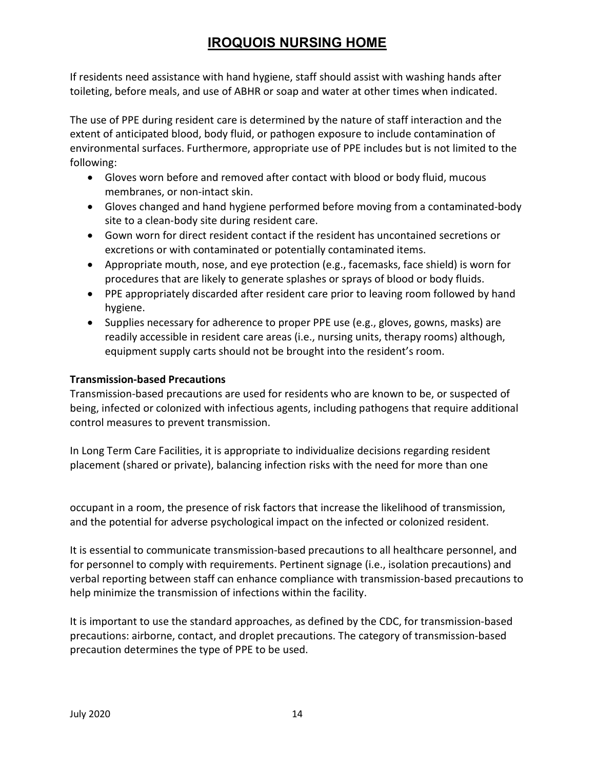If residents need assistance with hand hygiene, staff should assist with washing hands after toileting, before meals, and use of ABHR or soap and water at other times when indicated.

The use of PPE during resident care is determined by the nature of staff interaction and the extent of anticipated blood, body fluid, or pathogen exposure to include contamination of environmental surfaces. Furthermore, appropriate use of PPE includes but is not limited to the following:

- Gloves worn before and removed after contact with blood or body fluid, mucous membranes, or non-intact skin.
- Gloves changed and hand hygiene performed before moving from a contaminated-body site to a clean-body site during resident care.
- Gown worn for direct resident contact if the resident has uncontained secretions or excretions or with contaminated or potentially contaminated items.
- Appropriate mouth, nose, and eye protection (e.g., facemasks, face shield) is worn for procedures that are likely to generate splashes or sprays of blood or body fluids.
- PPE appropriately discarded after resident care prior to leaving room followed by hand hygiene.
- Supplies necessary for adherence to proper PPE use (e.g., gloves, gowns, masks) are readily accessible in resident care areas (i.e., nursing units, therapy rooms) although, equipment supply carts should not be brought into the resident's room.

**Transmission-based Precautions**

Transmission-based precautions are used for residents who are known to be, or suspected of being, infected or colonized with infectious agents, including pathogens that require additional control measures to prevent transmission.

In Long Term Care Facilities, it is appropriate to individualize decisions regarding resident placement (shared or private), balancing infection risks with the need for more than one occupant in a room, the presence of risk factors that increase the likelihood of transmission, and the potential for adverse psychological impact on the infected or colonized resident.

It is essential to communicate transmission-based precautions to all healthcare personnel, and for personnel to comply with requirements. Pertinent signage (i.e., isolation precautions) and verbal reporting between staff can enhance compliance with transmission-based precautions to help minimize the transmission of infections within the facility.

It is important to use the standard approaches, as defined by the CDC, for transmission-based precautions: airborne, contact, and droplet precautions. The category of transmission-based precaution determines the type of PPE to be used.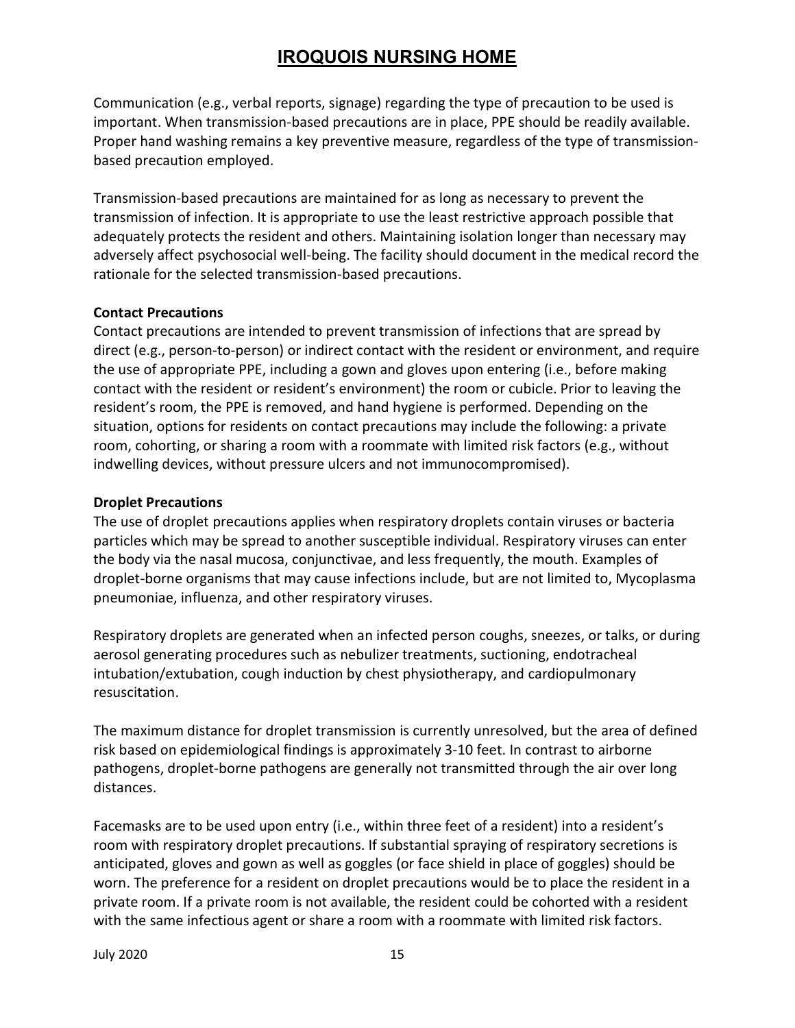Communication (e.g., verbal reports, signage) regarding the type of precaution to be used is important. When transmission-based precautions are in place, PPE should be readily available. Proper hand washing remains a key preventive measure, regardless of the type of transmission-based precaution employed.

Transmission-based precautions are maintained for as long as necessary to prevent the transmission of infection. It is appropriate to use the least restrictive approach possible that adequately protects the resident and others. Maintaining isolation longer than necessary may adversely affect psychosocial well-being. The facility should document in the medical record the rationale for the selected transmission-based precautions.

**Contact Precautions**

Contact precautions are intended to prevent transmission of infections that are spread by direct (e.g., person-to-person) or indirect contact with the resident or environment, and require the use of appropriate PPE, including a gown and gloves upon entering (i.e., before making contact with the resident or resident's environment) the room or cubicle. Prior to leaving the resident's room, the PPE is removed, and hand hygiene is performed. Depending on the situation, options for residents on contact precautions may include the following: a private room, cohorting, or sharing a room with a roommate with limited risk factors (e.g., without indwelling devices, without pressure ulcers and not immunocompromised).

**Droplet Precautions**

The use of droplet precautions applies when respiratory droplets contain viruses or bacteria particles which may be spread to another susceptible individual. Respiratory viruses can enter the body via the nasal mucosa, conjunctivae, and less frequently, the mouth. Examples of droplet-borne organisms that may cause infections include, but are not limited to, Mycoplasma pneumoniae, influenza, and other respiratory viruses.

Respiratory droplets are generated when an infected person coughs, sneezes, or talks, or during aerosol generating procedures such as nebulizer treatments, suctioning, endotracheal intubation/extubation, cough induction by chest physiotherapy, and cardiopulmonary resuscitation.

The maximum distance for droplet transmission is currently unresolved, but the area of defined risk based on epidemiological findings is approximately 3-10 feet. In contrast to airborne pathogens, droplet-borne pathogens are generally not transmitted through the air over long distances.

Facemasks are to be used upon entry (i.e., within three feet of a resident) into a resident's room with respiratory droplet precautions. If substantial spraying of respiratory secretions is anticipated, gloves and gown as well as goggles (or face shield in place of goggles) should be worn. The preference for a resident on droplet precautions would be to place the resident in a private room. If a private room is not available, the resident could be cohorted with a resident with the same infectious agent or share a room with a roommate with limited risk factors.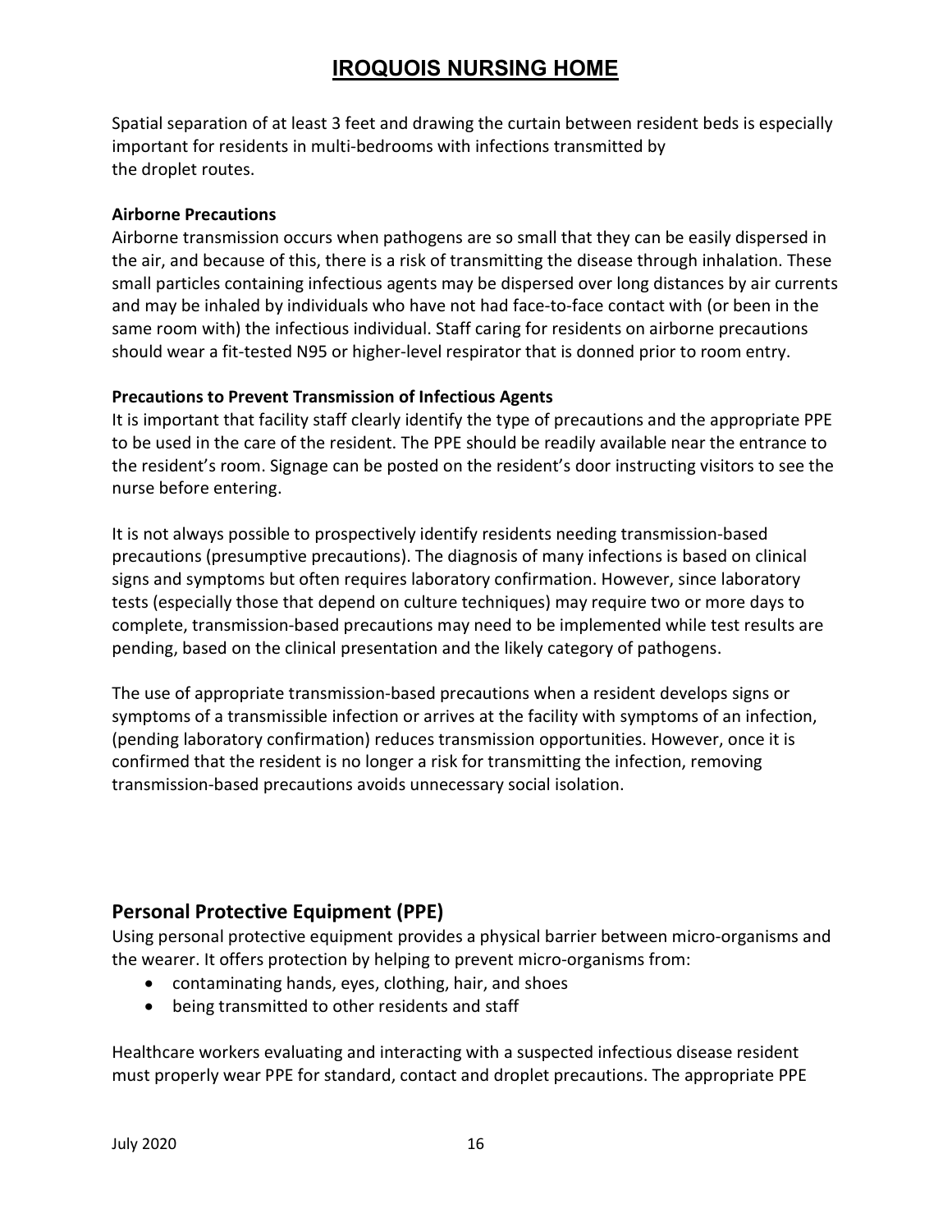Spatial separation of at least 3 feet and drawing the curtain between resident beds is especially important for residents in multi-bedrooms with infections transmitted by the droplet routes.

**Airborne Precautions**

Airborne transmission occurs when pathogens are so small that they can be easily dispersed in the air, and because of this, there is a risk of transmitting the disease through inhalation. These small particles containing infectious agents may be dispersed over long distances by air currents and may be inhaled by individuals who have not had face-to-face contact with (or been in the same room with) the infectious individual. Staff caring for residents on airborne precautions should wear a fit-tested N95 or higher-level respirator that is donned prior to room entry.

**Precautions to Prevent Transmission of Infectious Agents**

It is important that facility staff clearly identify the type of precautions and the appropriate PPE to be used in the care of the resident. The PPE should be readily available near the entrance to the resident's room. Signage can be posted on the resident's door instructing visitors to see the nurse before entering.

It is not always possible to prospectively identify residents needing transmission-based precautions (presumptive precautions). The diagnosis of many infections is based on clinical signs and symptoms but often requires laboratory confirmation. However, since laboratory tests (especially those that depend on culture techniques) may require two or more days to complete, transmission-based precautions may need to be implemented while test results are pending, based on the clinical presentation and the likely category of pathogens.

The use of appropriate transmission-based precautions when a resident develops signs or symptoms of a transmissible infection or arrives at the facility with symptoms of an infection, (pending laboratory confirmation) reduces transmission opportunities. However, once it is confirmed that the resident is no longer a risk for transmitting the infection, removing transmission-based precautions avoids unnecessary social isolation.

## Personal Protective Equipment (PPE)

Using personal protective equipment provides a physical barrier between micro-organisms and the wearer. It offers protection by helping to prevent micro-organisms from:

- contaminating hands, eyes, clothing, hair, and shoes
- being transmitted to other residents and staff

Healthcare workers evaluating and interacting with a suspected infectious disease resident must properly wear PPE for standard, contact and droplet precautions. The appropriate PPE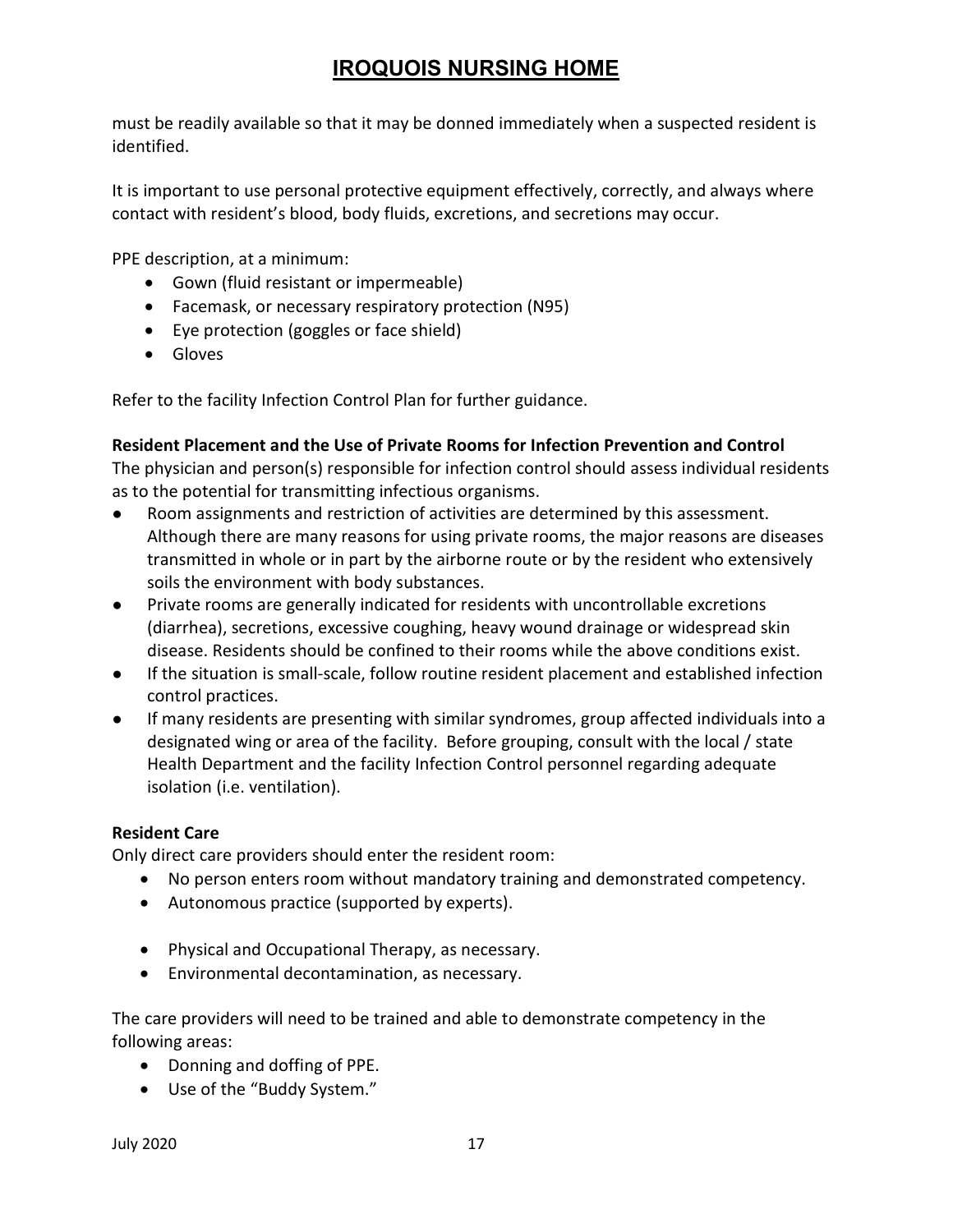must be readily available so that it may be donned immediately when a suspected resident is identified.

It is important to use personal protective equipment effectively, correctly, and always where contact with resident's blood, body fluids, excretions, and secretions may occur.

PPE description, at a minimum:

- Gown (fluid resistant or impermeable)
- Facemask, or necessary respiratory protection (N95)
- Eye protection (goggles or face shield)
- Gloves

Refer to the facility Infection Control Plan for further guidance.

**Resident Placement and the Use of Private Rooms for Infection Prevention and Control**

The physician and person(s) responsible for infection control should assess individual residents as to the potential for transmitting infectious organisms.

- Room assignments and restriction of activities are determined by this assessment. Although there are many reasons for using private rooms, the major reasons are diseases transmitted in whole or in part by the airborne route or by the resident who extensively soils the environment with body substances.
- Private rooms are generally indicated for residents with uncontrollable excretions (diarrhea), secretions, excessive coughing, heavy wound drainage or widespread skin disease. Residents should be confined to their rooms while the above conditions exist.
- If the situation is small-scale, follow routine resident placement and established infection control practices.
- If many residents are presenting with similar syndromes, group affected individuals into a designated wing or area of the facility. Before grouping, consult with the local / state Health Department and the facility Infection Control personnel regarding adequate isolation (i.e. ventilation).

**Resident Care**

Only direct care providers should enter the resident room:

- No person enters room without mandatory training and demonstrated competency.
- Autonomous practice (supported by experts).
- Physical and Occupational Therapy, as necessary.
- Environmental decontamination, as necessary.

The care providers will need to be trained and able to demonstrate competency in the following areas:

- Donning and doffing of PPE.
- Use of the "Buddy System."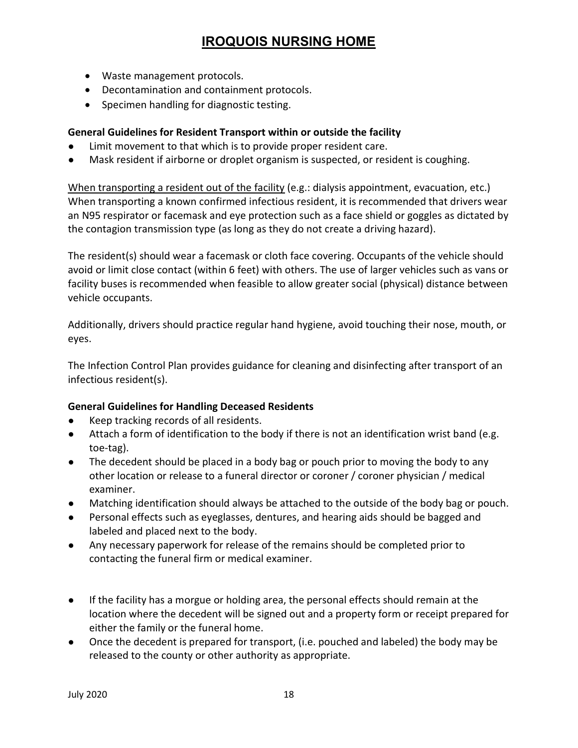- Waste management protocols.
- Decontamination and containment protocols.
- Specimen handling for diagnostic testing.

**General Guidelines for Resident Transport within or outside the facility**

- Limit movement to that which is to provide proper resident care.
- Mask resident if airborne or droplet organism is suspected, or resident is coughing.

When transporting a resident out of the facility (e.g.: dialysis appointment, evacuation, etc.) When transporting a known confirmed infectious resident, it is recommended that drivers wear an N95 respirator or facemask and eye protection such as a face shield or goggles as dictated by the contagion transmission type (as long as they do not create a driving hazard).

The resident(s) should wear a facemask or cloth face covering. Occupants of the vehicle should avoid or limit close contact (within 6 feet) with others. The use of larger vehicles such as vans or facility buses is recommended when feasible to allow greater social (physical) distance between vehicle occupants.

Additionally, drivers should practice regular hand hygiene, avoid touching their nose, mouth, or eyes.

The Infection Control Plan provides guidance for cleaning and disinfecting after transport of an infectious resident(s).

**General Guidelines for Handling Deceased Residents**

- Keep tracking records of all residents.
- Attach a form of identification to the body if there is not an identification wrist band (e.g. toe-tag).
- The decedent should be placed in a body bag or pouch prior to moving the body to any other location or release to a funeral director or coroner / coroner physician / medical examiner.
- Matching identification should always be attached to the outside of the body bag or pouch.
- Personal effects such as eyeglasses, dentures, and hearing aids should be bagged and labeled and placed next to the body.
- Any necessary paperwork for release of the remains should be completed prior to contacting the funeral firm or medical examiner.

- If the facility has a morgue or holding area, the personal effects should remain at the location where the decedent will be signed out and a property form or receipt prepared for either the family or the funeral home.
- Once the decedent is prepared for transport, (i.e. pouched and labeled) the body may be released to the county or other authority as appropriate.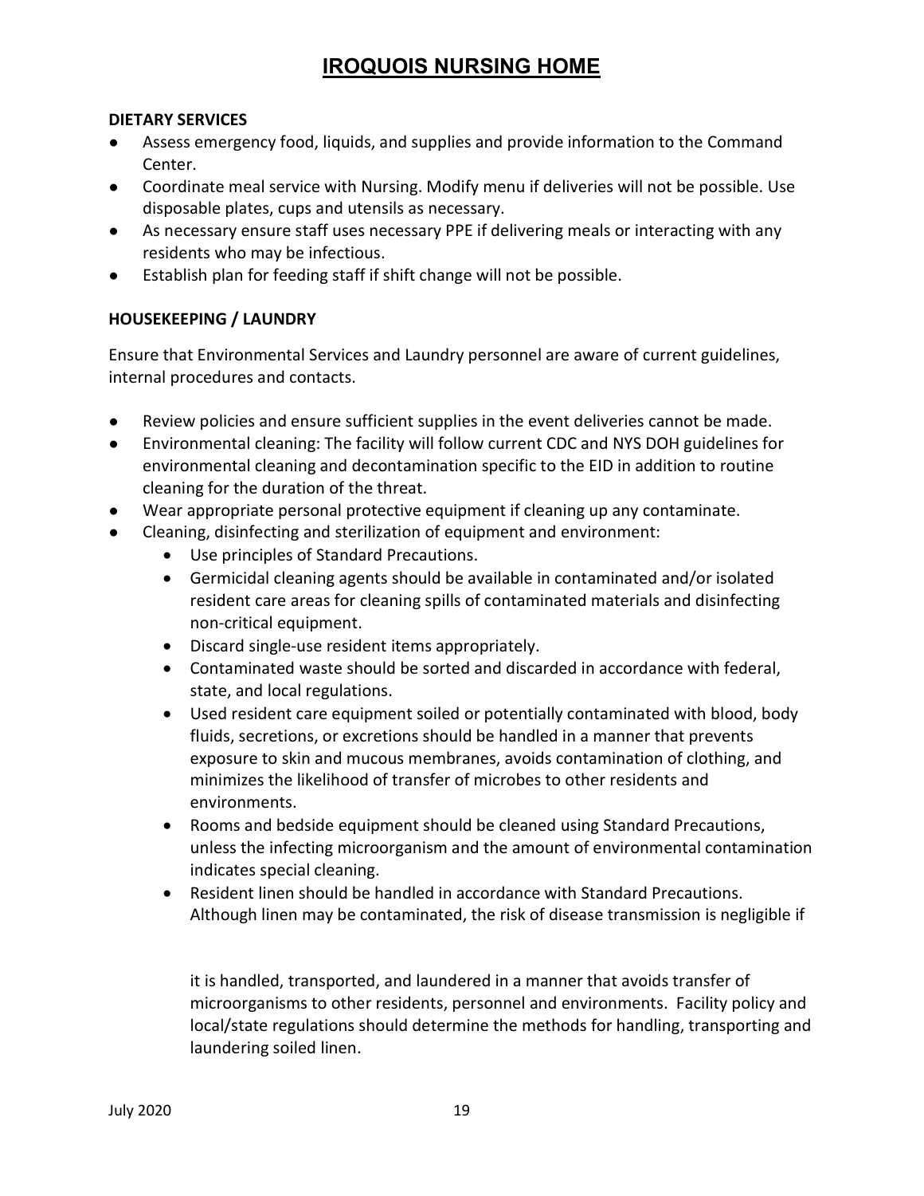# IROQUOIS NURSING HOME

**DIETARY SERVICES**

- Assess emergency food, liquids, and supplies and provide information to the Command Center.
- Coordinate meal service with Nursing. Modify menu if deliveries will not be possible. Use disposable plates, cups and utensils as necessary.
- As necessary ensure staff uses necessary PPE if delivering meals or interacting with any residents who may be infectious.
- Establish plan for feeding staff if shift change will not be possible.

**HOUSEKEEPING / LAUNDRY**

Ensure that Environmental Services and Laundry personnel are aware of current guidelines, internal procedures and contacts.

- Review policies and ensure sufficient supplies in the event deliveries cannot be made.
- Environmental cleaning: The facility will follow current CDC and NYS DOH guidelines for environmental cleaning and decontamination specific to the EID in addition to routine cleaning for the duration of the threat.
- Wear appropriate personal protective equipment if cleaning up any contaminate.
- Cleaning, disinfecting and sterilization of equipment and environment:
  - Use principles of Standard Precautions.
  - Germicidal cleaning agents should be available in contaminated and/or isolated resident care areas for cleaning spills of contaminated materials and disinfecting non-critical equipment.
  - Discard single-use resident items appropriately.
  - Contaminated waste should be sorted and discarded in accordance with federal, state, and local regulations.
  - Used resident care equipment soiled or potentially contaminated with blood, body fluids, secretions, or excretions should be handled in a manner that prevents exposure to skin and mucous membranes, avoids contamination of clothing, and minimizes the likelihood of transfer of microbes to other residents and environments.
  - Rooms and bedside equipment should be cleaned using Standard Precautions, unless the infecting microorganism and the amount of environmental contamination indicates special cleaning.
  - Resident linen should be handled in accordance with Standard Precautions. Although linen may be contaminated, the risk of disease transmission is negligible if it is handled, transported, and laundered in a manner that avoids transfer of microorganisms to other residents, personnel and environments. Facility policy and local/state regulations should determine the methods for handling, transporting and laundering soiled linen.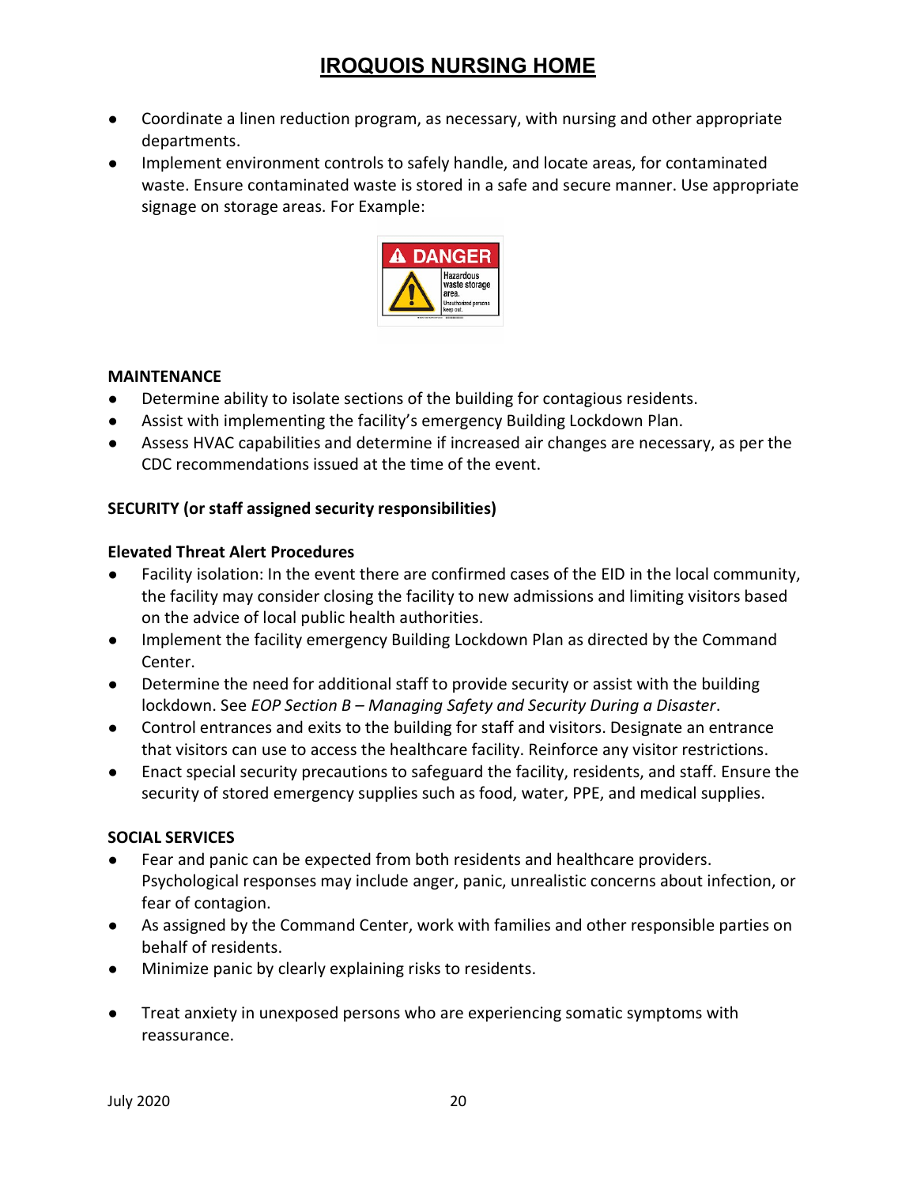- Coordinate a linen reduction program, as necessary, with nursing and other appropriate departments.
- Implement environment controls to safely handle, and locate areas, for contaminated waste. Ensure contaminated waste is stored in a safe and secure manner. Use appropriate signage on storage areas. For Example:

**MAINTENANCE**

- Determine ability to isolate sections of the building for contagious residents.
- Assist with implementing the facility's emergency Building Lockdown Plan.
- Assess HVAC capabilities and determine if increased air changes are necessary, as per the CDC recommendations issued at the time of the event.

**SECURITY (or staff assigned security responsibilities)**

**Elevated Threat Alert Procedures**

- Facility isolation: In the event there are confirmed cases of the EID in the local community, the facility may consider closing the facility to new admissions and limiting visitors based on the advice of local public health authorities.
- Implement the facility emergency Building Lockdown Plan as directed by the Command Center.
- Determine the need for additional staff to provide security or assist with the building lockdown. See *EOP Section B – Managing Safety and Security During a Disaster*.
- Control entrances and exits to the building for staff and visitors. Designate an entrance that visitors can use to access the healthcare facility. Reinforce any visitor restrictions.
- Enact special security precautions to safeguard the facility, residents, and staff. Ensure the security of stored emergency supplies such as food, water, PPE, and medical supplies.

**SOCIAL SERVICES**

- Fear and panic can be expected from both residents and healthcare providers. Psychological responses may include anger, panic, unrealistic concerns about infection, or fear of contagion.
- As assigned by the Command Center, work with families and other responsible parties on behalf of residents.
- Minimize panic by clearly explaining risks to residents.
- Treat anxiety in unexposed persons who are experiencing somatic symptoms with reassurance.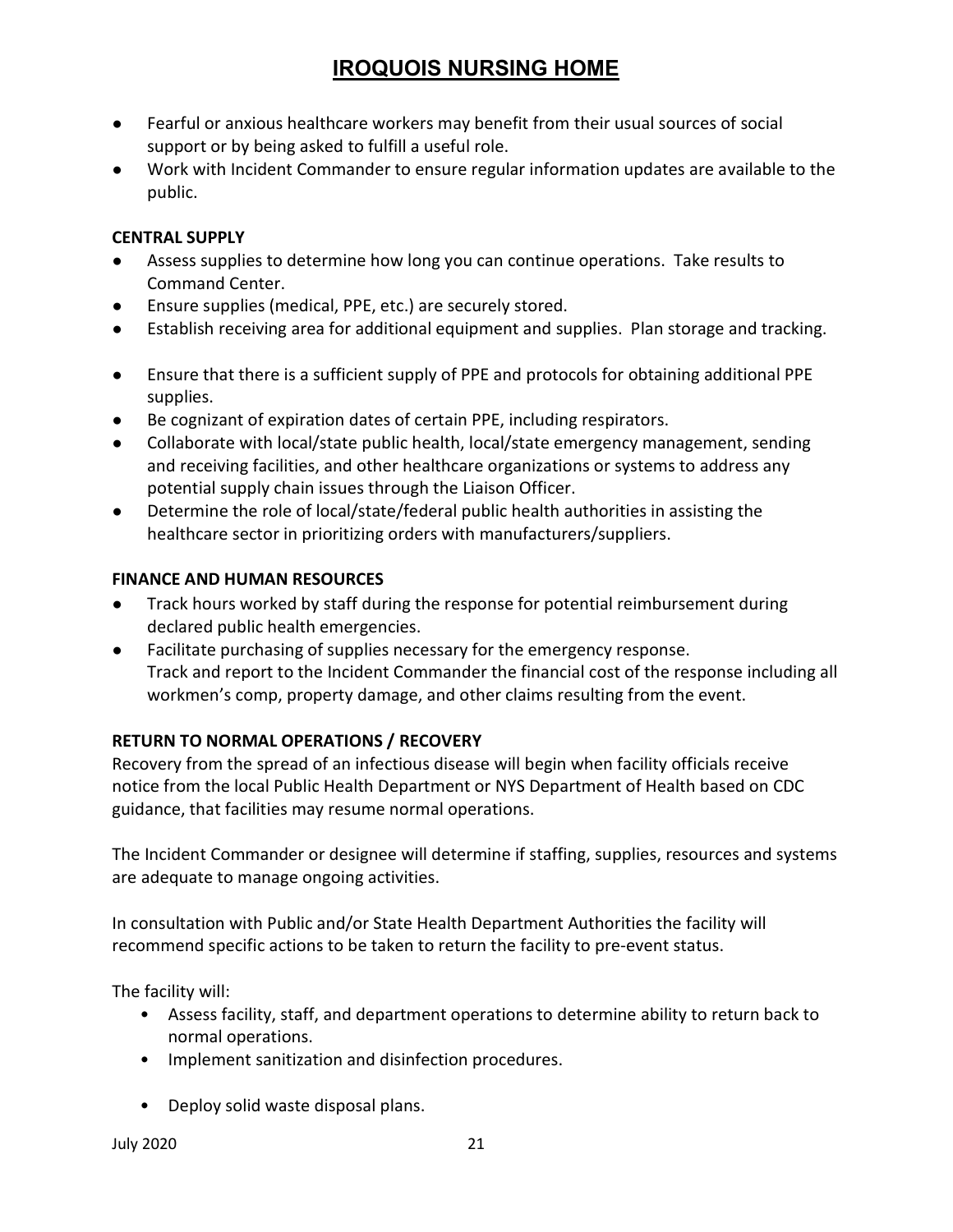- Fearful or anxious healthcare workers may benefit from their usual sources of social support or by being asked to fulfill a useful role.
- Work with Incident Commander to ensure regular information updates are available to the public.

**CENTRAL SUPPLY**

- Assess supplies to determine how long you can continue operations. Take results to Command Center.
- Ensure supplies (medical, PPE, etc.) are securely stored.
- Establish receiving area for additional equipment and supplies. Plan storage and tracking.
- Ensure that there is a sufficient supply of PPE and protocols for obtaining additional PPE supplies.
- Be cognizant of expiration dates of certain PPE, including respirators.
- Collaborate with local/state public health, local/state emergency management, sending and receiving facilities, and other healthcare organizations or systems to address any potential supply chain issues through the Liaison Officer.
- Determine the role of local/state/federal public health authorities in assisting the healthcare sector in prioritizing orders with manufacturers/suppliers.

**FINANCE AND HUMAN RESOURCES**

- Track hours worked by staff during the response for potential reimbursement during declared public health emergencies.
- Facilitate purchasing of supplies necessary for the emergency response. Track and report to the Incident Commander the financial cost of the response including all workmen's comp, property damage, and other claims resulting from the event.

**RETURN TO NORMAL OPERATIONS / RECOVERY**

Recovery from the spread of an infectious disease will begin when facility officials receive notice from the local Public Health Department or NYS Department of Health based on CDC guidance, that facilities may resume normal operations.

The Incident Commander or designee will determine if staffing, supplies, resources and systems are adequate to manage ongoing activities.

In consultation with Public and/or State Health Department Authorities the facility will recommend specific actions to be taken to return the facility to pre-event status.

The facility will:

- Assess facility, staff, and department operations to determine ability to return back to normal operations.
- Implement sanitization and disinfection procedures.
- Deploy solid waste disposal plans.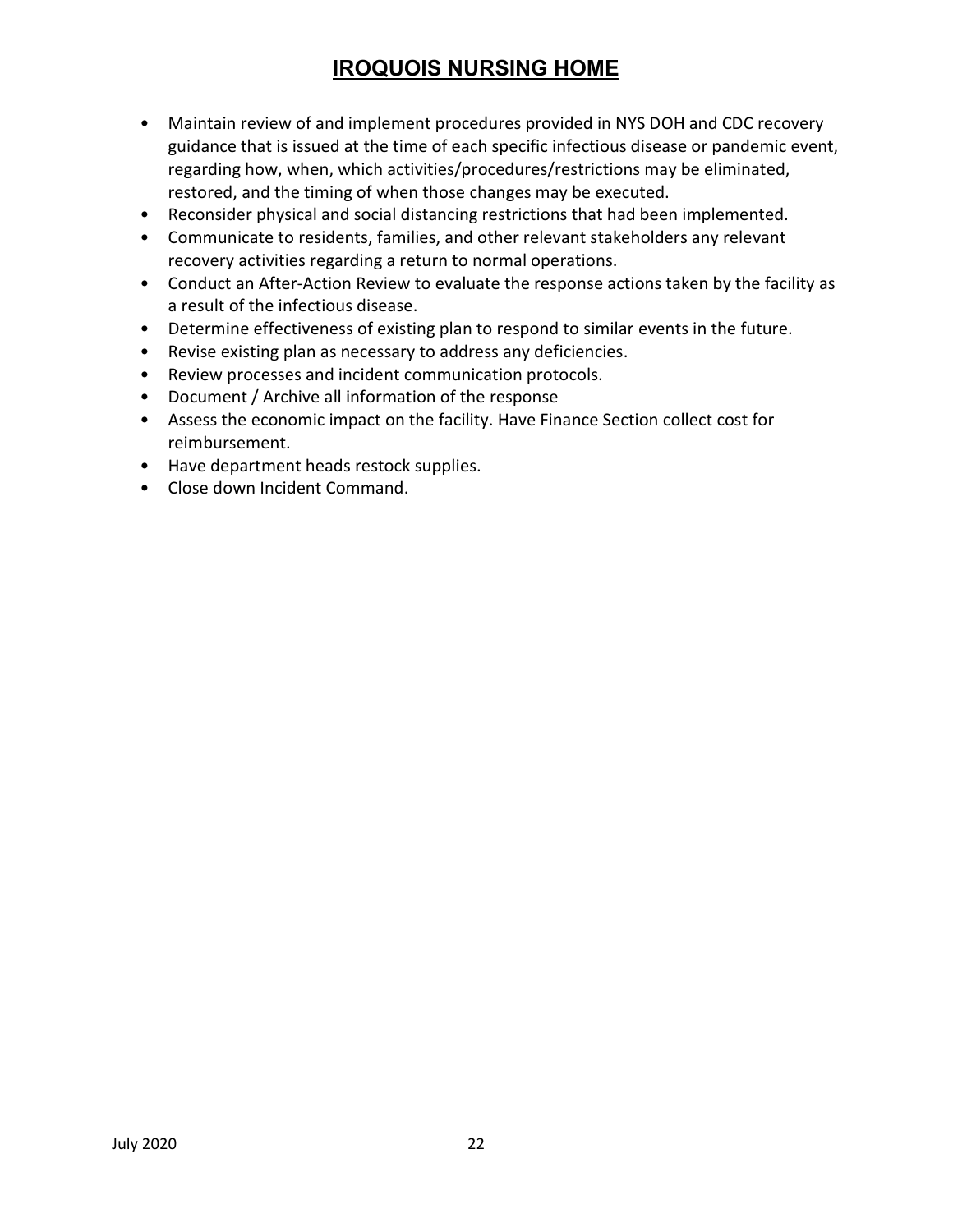- Maintain review of and implement procedures provided in NYS DOH and CDC recovery guidance that is issued at the time of each specific infectious disease or pandemic event, regarding how, when, which activities/procedures/restrictions may be eliminated, restored, and the timing of when those changes may be executed.
- Reconsider physical and social distancing restrictions that had been implemented.
- Communicate to residents, families, and other relevant stakeholders any relevant recovery activities regarding a return to normal operations.
- Conduct an After-Action Review to evaluate the response actions taken by the facility as a result of the infectious disease.
- Determine effectiveness of existing plan to respond to similar events in the future.
- Revise existing plan as necessary to address any deficiencies.
- Review processes and incident communication protocols.
- Document / Archive all information of the response
- Assess the economic impact on the facility. Have Finance Section collect cost for reimbursement.
- Have department heads restock supplies.
- Close down Incident Command.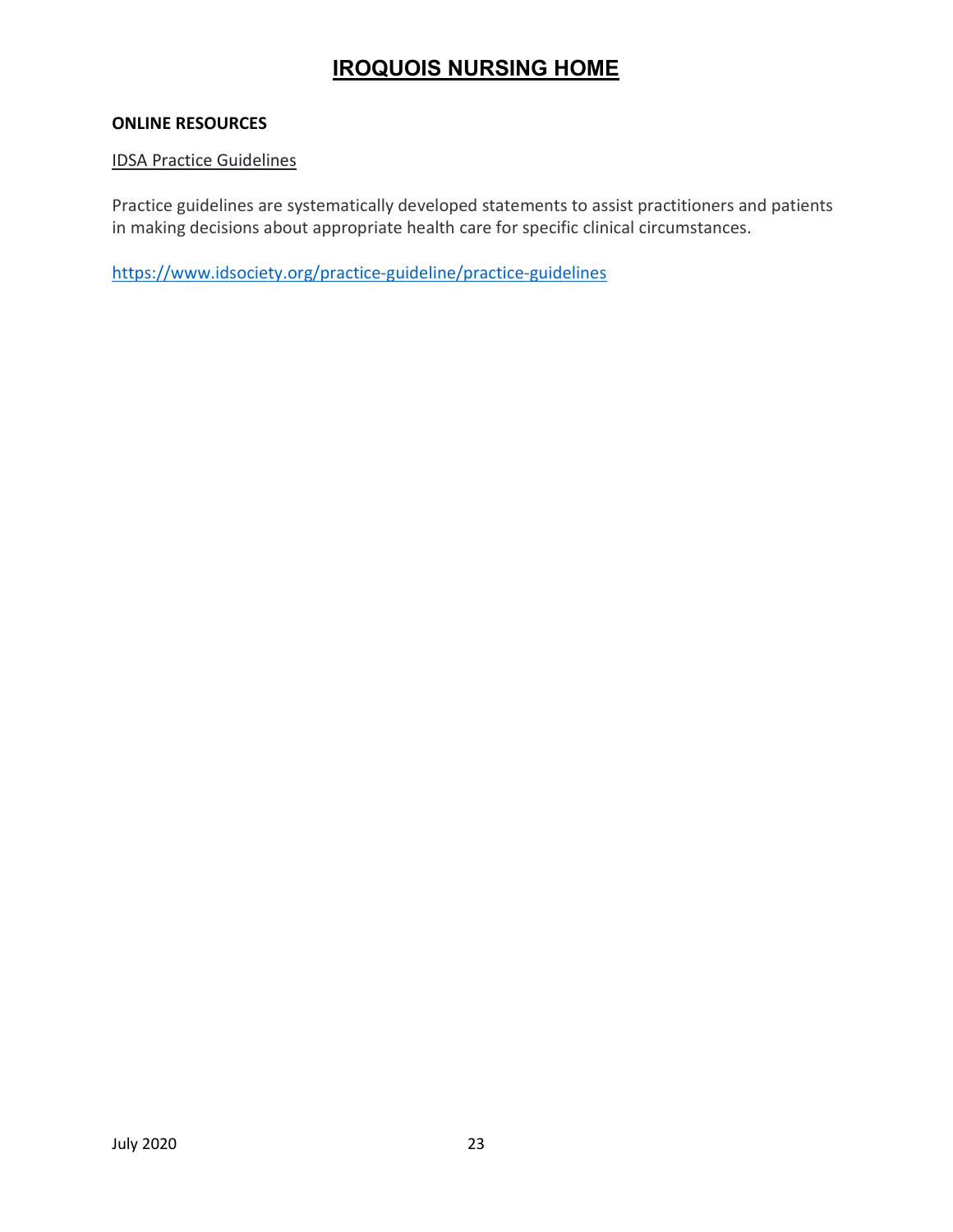# IROQUOIS NURSING HOME

**ONLINE RESOURCES**

IDSA Practice Guidelines

Practice guidelines are systematically developed statements to assist practitioners and patients in making decisions about appropriate health care for specific clinical circumstances.

https://www.idsociety.org/practice-guideline/practice-guidelines